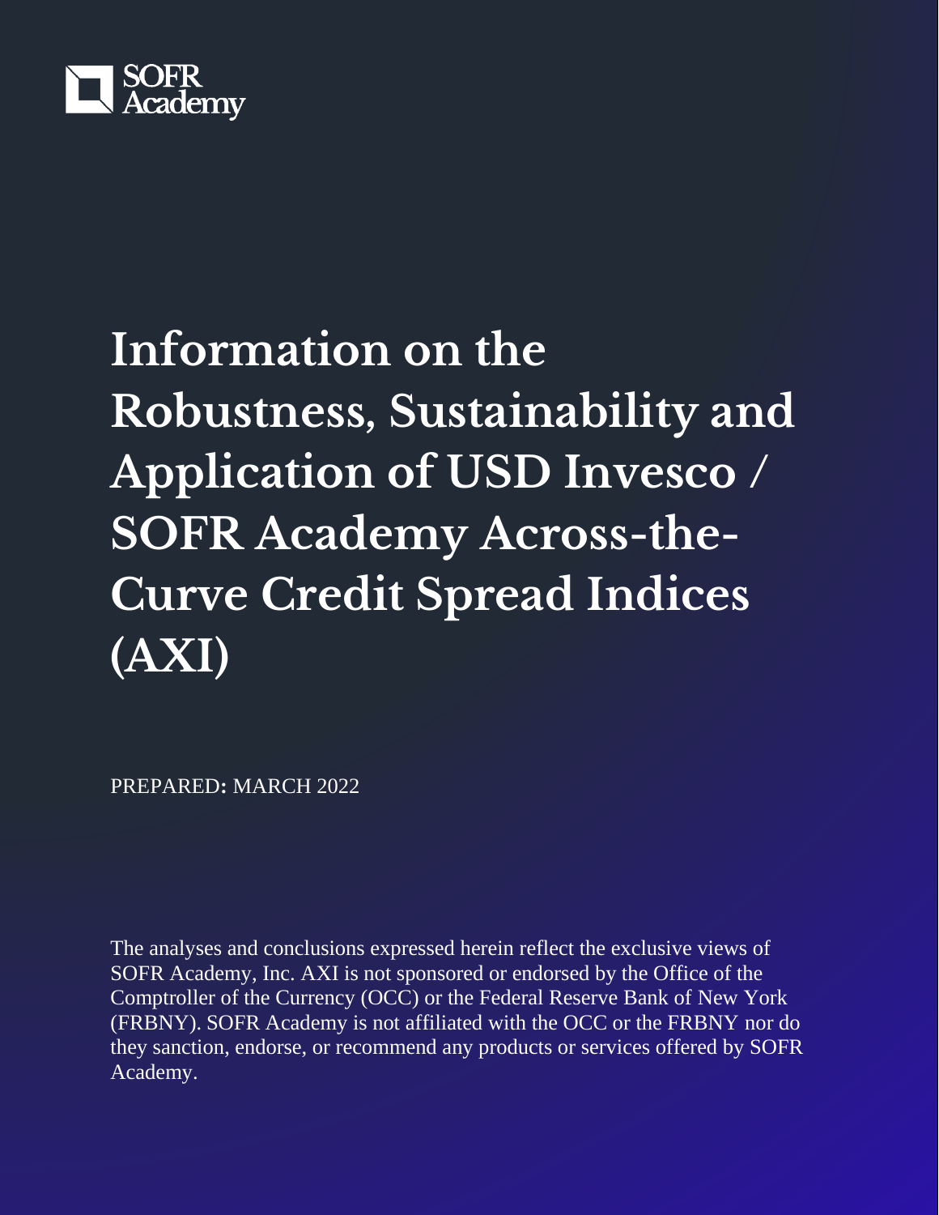SOFR Academy

# Information on the Robustness, Sustainability and Application of USD Invesco / SOFR Academy Across-the-Curve Credit Spread Indices (AXI)

PREPARED: MARCH 2022

The analyses and conclusions expressed herein reflect the exclusive views of SOFR Academy, Inc. AXI is not sponsored or endorsed by the Office of the Comptroller of the Currency (OCC) or the Federal Reserve Bank of New York (FRBNY). SOFR Academy is not affiliated with the OCC or the FRBNY nor do they sanction, endorse, or recommend any products or services offered by SOFR Academy.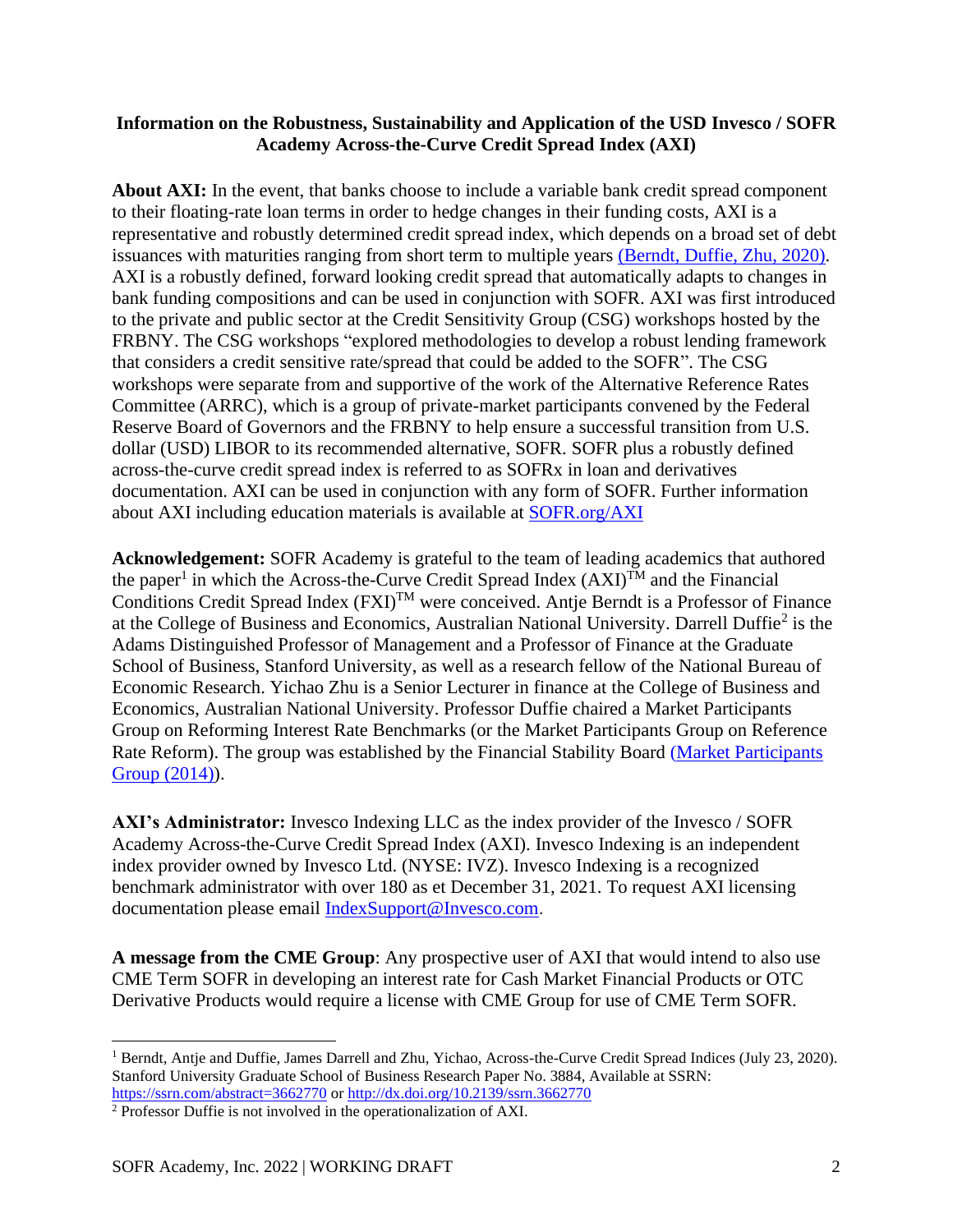**Information on the Robustness, Sustainability and Application of the USD Invesco / SOFR Academy Across-the-Curve Credit Spread Index (AXI)**

**About AXI:** In the event, that banks choose to include a variable bank credit spread component to their floating-rate loan terms in order to hedge changes in their funding costs, AXI is a representative and robustly determined credit spread index, which depends on a broad set of debt issuances with maturities ranging from short term to multiple years (Berndt, Duffie, Zhu, 2020). AXI is a robustly defined, forward looking credit spread that automatically adapts to changes in bank funding compositions and can be used in conjunction with SOFR. AXI was first introduced to the private and public sector at the Credit Sensitivity Group (CSG) workshops hosted by the FRBNY. The CSG workshops "explored methodologies to develop a robust lending framework that considers a credit sensitive rate/spread that could be added to the SOFR". The CSG workshops were separate from and supportive of the work of the Alternative Reference Rates Committee (ARRC), which is a group of private-market participants convened by the Federal Reserve Board of Governors and the FRBNY to help ensure a successful transition from U.S. dollar (USD) LIBOR to its recommended alternative, SOFR. SOFR plus a robustly defined across-the-curve credit spread index is referred to as SOFRx in loan and derivatives documentation. AXI can be used in conjunction with any form of SOFR. Further information about AXI including education materials is available at SOFR.org/AXI

**Acknowledgement:** SOFR Academy is grateful to the team of leading academics that authored the paper[1] in which the Across-the-Curve Credit Spread Index (AXI)™ and the Financial Conditions Credit Spread Index (FXI)™ were conceived. Antje Berndt is a Professor of Finance at the College of Business and Economics, Australian National University. Darrell Duffie[2] is the Adams Distinguished Professor of Management and a Professor of Finance at the Graduate School of Business, Stanford University, as well as a research fellow of the National Bureau of Economic Research. Yichao Zhu is a Senior Lecturer in finance at the College of Business and Economics, Australian National University. Professor Duffie chaired a Market Participants Group on Reforming Interest Rate Benchmarks (or the Market Participants Group on Reference Rate Reform). The group was established by the Financial Stability Board (Market Participants Group (2014)).

**AXI's Administrator:** Invesco Indexing LLC as the index provider of the Invesco / SOFR Academy Across-the-Curve Credit Spread Index (AXI). Invesco Indexing is an independent index provider owned by Invesco Ltd. (NYSE: IVZ). Invesco Indexing is a recognized benchmark administrator with over 180 as et December 31, 2021. To request AXI licensing documentation please email IndexSupport@Invesco.com.

**A message from the CME Group**: Any prospective user of AXI that would intend to also use CME Term SOFR in developing an interest rate for Cash Market Financial Products or OTC Derivative Products would require a license with CME Group for use of CME Term SOFR.

---

[1] Berndt, Antje and Duffie, James Darrell and Zhu, Yichao, Across-the-Curve Credit Spread Indices (July 23, 2020). Stanford University Graduate School of Business Research Paper No. 3884, Available at SSRN: https://ssrn.com/abstract=3662770 or http://dx.doi.org/10.2139/ssrn.3662770

[2] Professor Duffie is not involved in the operationalization of AXI.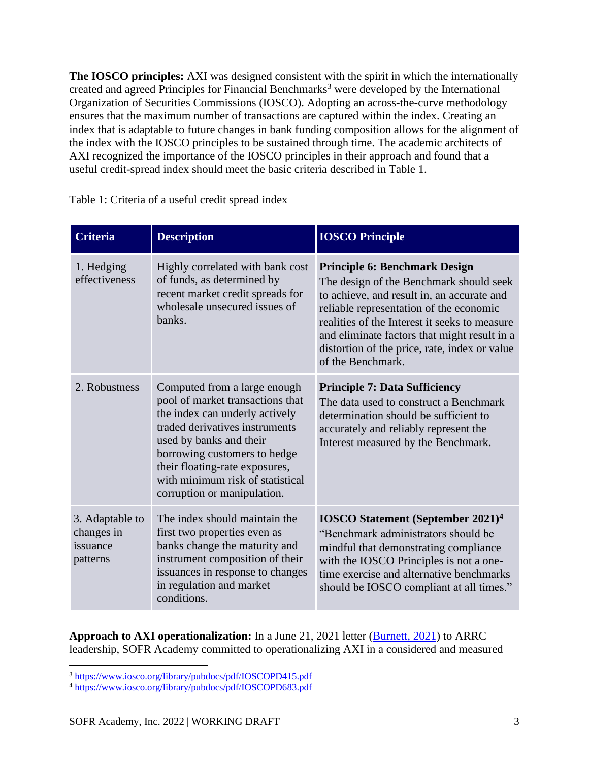**The IOSCO principles:** AXI was designed consistent with the spirit in which the internationally created and agreed Principles for Financial Benchmarks[3] were developed by the International Organization of Securities Commissions (IOSCO). Adopting an across-the-curve methodology ensures that the maximum number of transactions are captured within the index. Creating an index that is adaptable to future changes in bank funding composition allows for the alignment of the index with the IOSCO principles to be sustained through time. The academic architects of AXI recognized the importance of the IOSCO principles in their approach and found that a useful credit-spread index should meet the basic criteria described in Table 1.

Table 1: Criteria of a useful credit spread index

| Criteria | Description | IOSCO Principle |
| --- | --- | --- |
| 1. Hedging effectiveness | Highly correlated with bank cost of funds, as determined by recent market credit spreads for wholesale unsecured issues of banks. | **Principle 6: Benchmark Design** The design of the Benchmark should seek to achieve, and result in, an accurate and reliable representation of the economic realities of the Interest it seeks to measure and eliminate factors that might result in a distortion of the price, rate, index or value of the Benchmark. |
| 2. Robustness | Computed from a large enough pool of market transactions that the index can underly actively traded derivatives instruments used by banks and their borrowing customers to hedge their floating-rate exposures, with minimum risk of statistical corruption or manipulation. | **Principle 7: Data Sufficiency** The data used to construct a Benchmark determination should be sufficient to accurately and reliably represent the Interest measured by the Benchmark. |
| 3. Adaptable to changes in issuance patterns | The index should maintain the first two properties even as banks change the maturity and instrument composition of their issuances in response to changes in regulation and market conditions. | **IOSCO Statement (September 2021)[4]** "Benchmark administrators should be mindful that demonstrating compliance with the IOSCO Principles is not a one-time exercise and alternative benchmarks should be IOSCO compliant at all times." |

**Approach to AXI operationalization:** In a June 21, 2021 letter (Burnett, 2021) to ARRC leadership, SOFR Academy committed to operationalizing AXI in a considered and measured

[3] https://www.iosco.org/library/pubdocs/pdf/IOSCOPD415.pdf

[4] https://www.iosco.org/library/pubdocs/pdf/IOSCOPD683.pdf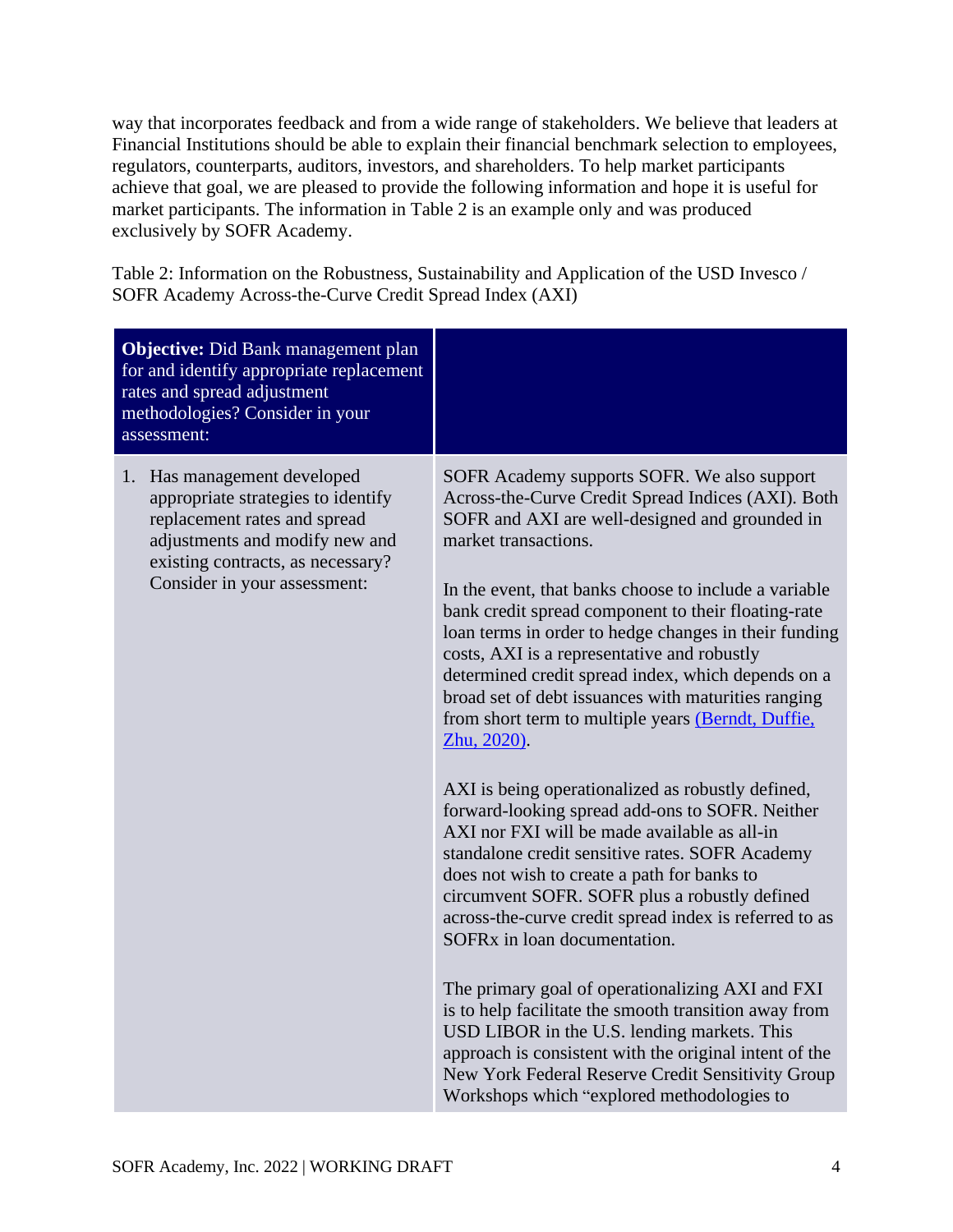way that incorporates feedback and from a wide range of stakeholders. We believe that leaders at Financial Institutions should be able to explain their financial benchmark selection to employees, regulators, counterparts, auditors, investors, and shareholders. To help market participants achieve that goal, we are pleased to provide the following information and hope it is useful for market participants. The information in Table 2 is an example only and was produced exclusively by SOFR Academy.

Table 2: Information on the Robustness, Sustainability and Application of the USD Invesco / SOFR Academy Across-the-Curve Credit Spread Index (AXI)

| **Objective:** Did Bank management plan for and identify appropriate replacement rates and spread adjustment methodologies? Consider in your assessment: | |
|---|---|
| 1. Has management developed appropriate strategies to identify replacement rates and spread adjustments and modify new and existing contracts, as necessary? Consider in your assessment: | SOFR Academy supports SOFR. We also support Across-the-Curve Credit Spread Indices (AXI). Both SOFR and AXI are well-designed and grounded in market transactions.<br><br>In the event, that banks choose to include a variable bank credit spread component to their floating-rate loan terms in order to hedge changes in their funding costs, AXI is a representative and robustly determined credit spread index, which depends on a broad set of debt issuances with maturities ranging from short term to multiple years (Berndt, Duffie, Zhu, 2020).<br><br>AXI is being operationalized as robustly defined, forward-looking spread add-ons to SOFR. Neither AXI nor FXI will be made available as all-in standalone credit sensitive rates. SOFR Academy does not wish to create a path for banks to circumvent SOFR. SOFR plus a robustly defined across-the-curve credit spread index is referred to as SOFRx in loan documentation.<br><br>The primary goal of operationalizing AXI and FXI is to help facilitate the smooth transition away from USD LIBOR in the U.S. lending markets. This approach is consistent with the original intent of the New York Federal Reserve Credit Sensitivity Group Workshops which "explored methodologies to |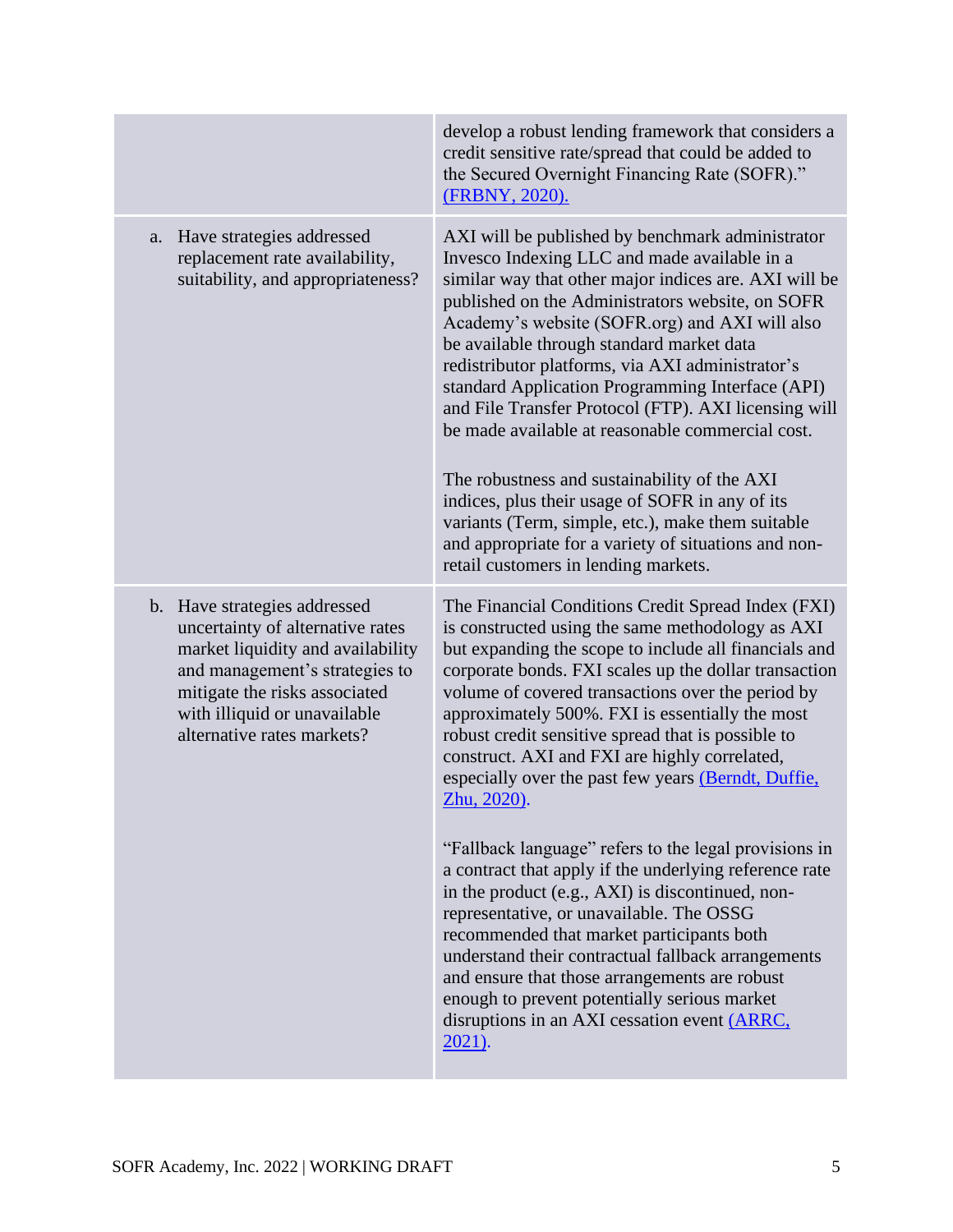| | |
|---|---|
| | develop a robust lending framework that considers a credit sensitive rate/spread that could be added to the Secured Overnight Financing Rate (SOFR)." [(FRBNY, 2020).](#) |
| a. Have strategies addressed replacement rate availability, suitability, and appropriateness? | AXI will be published by benchmark administrator Invesco Indexing LLC and made available in a similar way that other major indices are. AXI will be published on the Administrators website, on SOFR Academy's website (SOFR.org) and AXI will also be available through standard market data redistributor platforms, via AXI administrator's standard Application Programming Interface (API) and File Transfer Protocol (FTP). AXI licensing will be made available at reasonable commercial cost.<br><br>The robustness and sustainability of the AXI indices, plus their usage of SOFR in any of its variants (Term, simple, etc.), make them suitable and appropriate for a variety of situations and non-retail customers in lending markets. |
| b. Have strategies addressed uncertainty of alternative rates market liquidity and availability and management's strategies to mitigate the risks associated with illiquid or unavailable alternative rates markets? | The Financial Conditions Credit Spread Index (FXI) is constructed using the same methodology as AXI but expanding the scope to include all financials and corporate bonds. FXI scales up the dollar transaction volume of covered transactions over the period by approximately 500%. FXI is essentially the most robust credit sensitive spread that is possible to construct. AXI and FXI are highly correlated, especially over the past few years [(Berndt, Duffie, Zhu, 2020).](#)<br><br>"Fallback language" refers to the legal provisions in a contract that apply if the underlying reference rate in the product (e.g., AXI) is discontinued, non-representative, or unavailable. The OSSG recommended that market participants both understand their contractual fallback arrangements and ensure that those arrangements are robust enough to prevent potentially serious market disruptions in an AXI cessation event [(ARRC, 2021).](#) |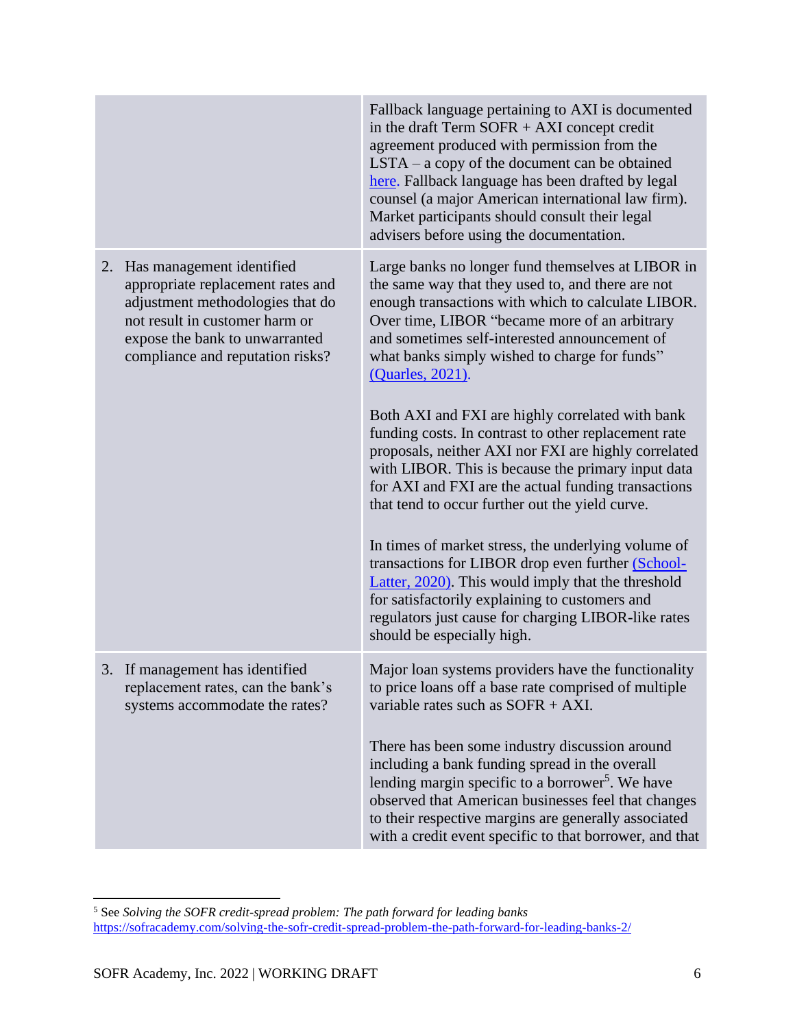| | |
|---|---|
| | Fallback language pertaining to AXI is documented in the draft Term SOFR + AXI concept credit agreement produced with permission from the LSTA – a copy of the document can be obtained here. Fallback language has been drafted by legal counsel (a major American international law firm). Market participants should consult their legal advisers before using the documentation. |
| 2. Has management identified appropriate replacement rates and adjustment methodologies that do not result in customer harm or expose the bank to unwarranted compliance and reputation risks? | Large banks no longer fund themselves at LIBOR in the same way that they used to, and there are not enough transactions with which to calculate LIBOR. Over time, LIBOR "became more of an arbitrary and sometimes self-interested announcement of what banks simply wished to charge for funds" (Quarles, 2021).<br><br>Both AXI and FXI are highly correlated with bank funding costs. In contrast to other replacement rate proposals, neither AXI nor FXI are highly correlated with LIBOR. This is because the primary input data for AXI and FXI are the actual funding transactions that tend to occur further out the yield curve.<br><br>In times of market stress, the underlying volume of transactions for LIBOR drop even further (School-Latter, 2020). This would imply that the threshold for satisfactorily explaining to customers and regulators just cause for charging LIBOR-like rates should be especially high. |
| 3. If management has identified replacement rates, can the bank's systems accommodate the rates? | Major loan systems providers have the functionality to price loans off a base rate comprised of multiple variable rates such as SOFR + AXI.<br><br>There has been some industry discussion around including a bank funding spread in the overall lending margin specific to a borrower[5]. We have observed that American businesses feel that changes to their respective margins are generally associated with a credit event specific to that borrower, and that |

[5] See *Solving the SOFR credit-spread problem: The path forward for leading banks* https://sofracademy.com/solving-the-sofr-credit-spread-problem-the-path-forward-for-leading-banks-2/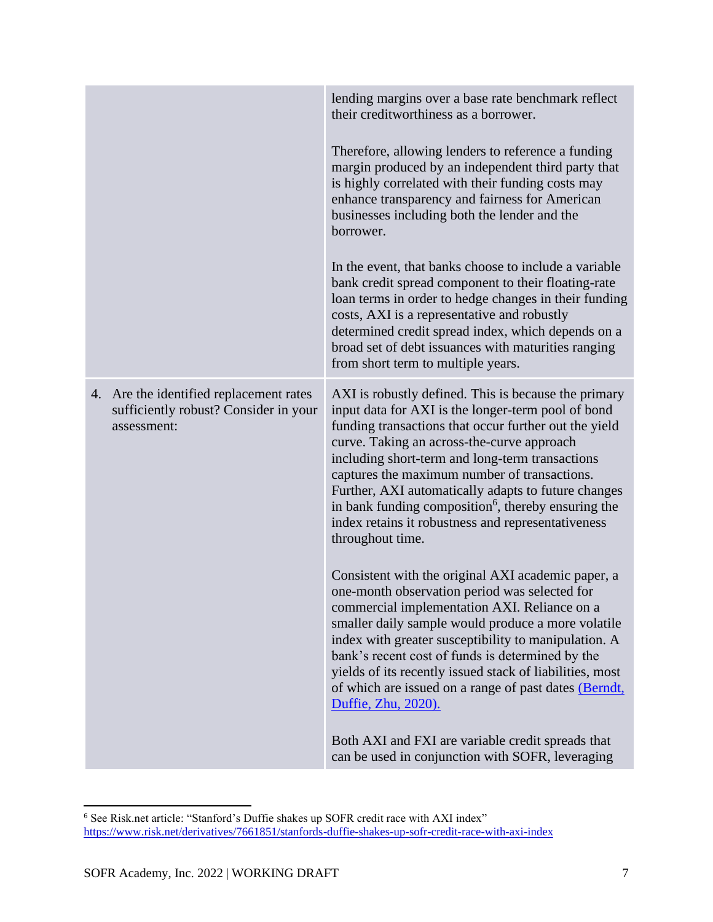| | |
|---|---|
| | lending margins over a base rate benchmark reflect their creditworthiness as a borrower.<br><br>Therefore, allowing lenders to reference a funding margin produced by an independent third party that is highly correlated with their funding costs may enhance transparency and fairness for American businesses including both the lender and the borrower.<br><br>In the event, that banks choose to include a variable bank credit spread component to their floating-rate loan terms in order to hedge changes in their funding costs, AXI is a representative and robustly determined credit spread index, which depends on a broad set of debt issuances with maturities ranging from short term to multiple years. |
| 4. Are the identified replacement rates sufficiently robust? Consider in your assessment: | AXI is robustly defined. This is because the primary input data for AXI is the longer-term pool of bond funding transactions that occur further out the yield curve. Taking an across-the-curve approach including short-term and long-term transactions captures the maximum number of transactions. Further, AXI automatically adapts to future changes in bank funding composition[6], thereby ensuring the index retains it robustness and representativeness throughout time.<br><br>Consistent with the original AXI academic paper, a one-month observation period was selected for commercial implementation AXI. Reliance on a smaller daily sample would produce a more volatile index with greater susceptibility to manipulation. A bank's recent cost of funds is determined by the yields of its recently issued stack of liabilities, most of which are issued on a range of past dates [(Berndt, Duffie, Zhu, 2020).]()<br><br>Both AXI and FXI are variable credit spreads that can be used in conjunction with SOFR, leveraging |

[6] See Risk.net article: "Stanford's Duffie shakes up SOFR credit race with AXI index" https://www.risk.net/derivatives/7661851/stanfords-duffie-shakes-up-sofr-credit-race-with-axi-index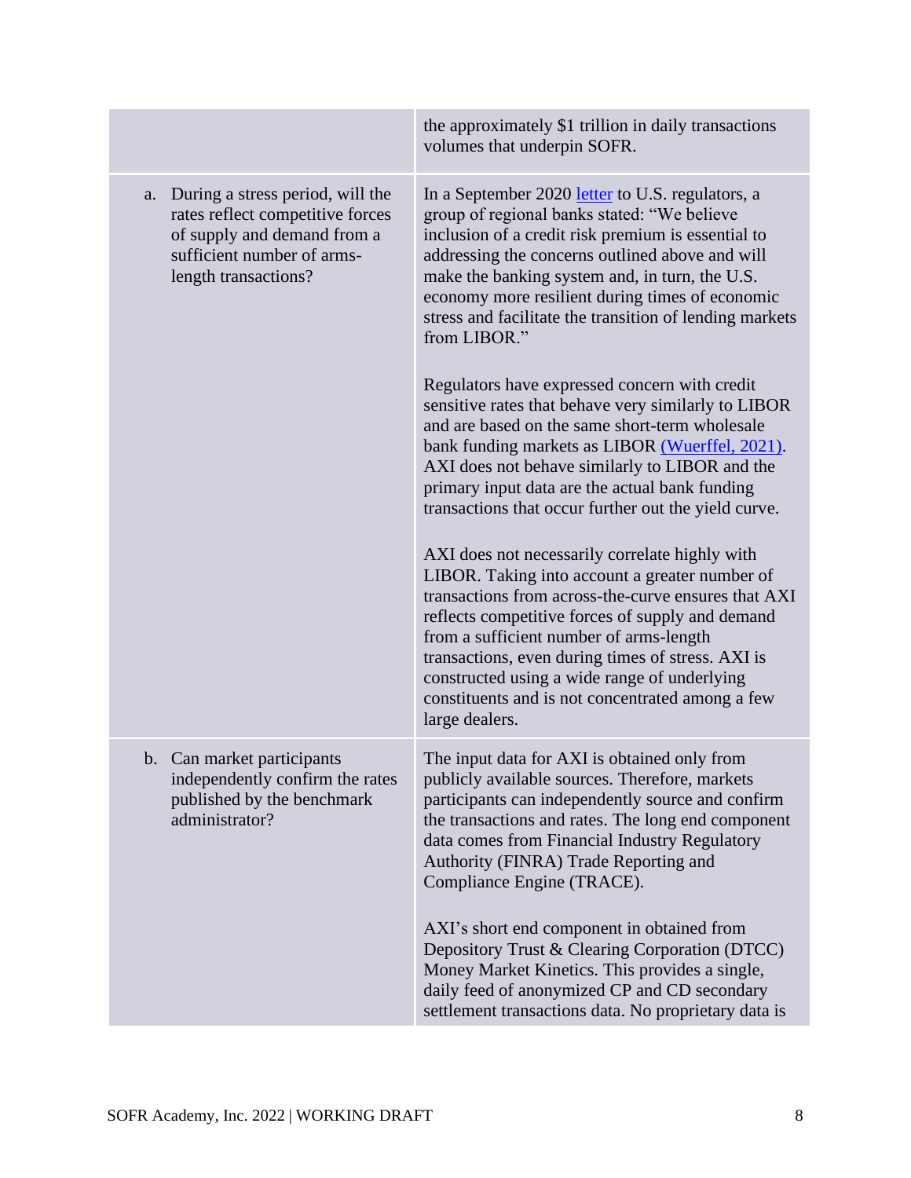| | |
|---|---|
| | the approximately $1 trillion in daily transactions volumes that underpin SOFR. |
| a. During a stress period, will the rates reflect competitive forces of supply and demand from a sufficient number of arms-length transactions? | In a September 2020 [letter](#) to U.S. regulators, a group of regional banks stated: "We believe inclusion of a credit risk premium is essential to addressing the concerns outlined above and will make the banking system and, in turn, the U.S. economy more resilient during times of economic stress and facilitate the transition of lending markets from LIBOR."<br><br>Regulators have expressed concern with credit sensitive rates that behave very similarly to LIBOR and are based on the same short-term wholesale bank funding markets as LIBOR [(Wuerffel, 2021)](#). AXI does not behave similarly to LIBOR and the primary input data are the actual bank funding transactions that occur further out the yield curve.<br><br>AXI does not necessarily correlate highly with LIBOR. Taking into account a greater number of transactions from across-the-curve ensures that AXI reflects competitive forces of supply and demand from a sufficient number of arms-length transactions, even during times of stress. AXI is constructed using a wide range of underlying constituents and is not concentrated among a few large dealers. |
| b. Can market participants independently confirm the rates published by the benchmark administrator? | The input data for AXI is obtained only from publicly available sources. Therefore, markets participants can independently source and confirm the transactions and rates. The long end component data comes from Financial Industry Regulatory Authority (FINRA) Trade Reporting and Compliance Engine (TRACE).<br><br>AXI's short end component in obtained from Depository Trust & Clearing Corporation (DTCC) Money Market Kinetics. This provides a single, daily feed of anonymized CP and CD secondary settlement transactions data. No proprietary data is |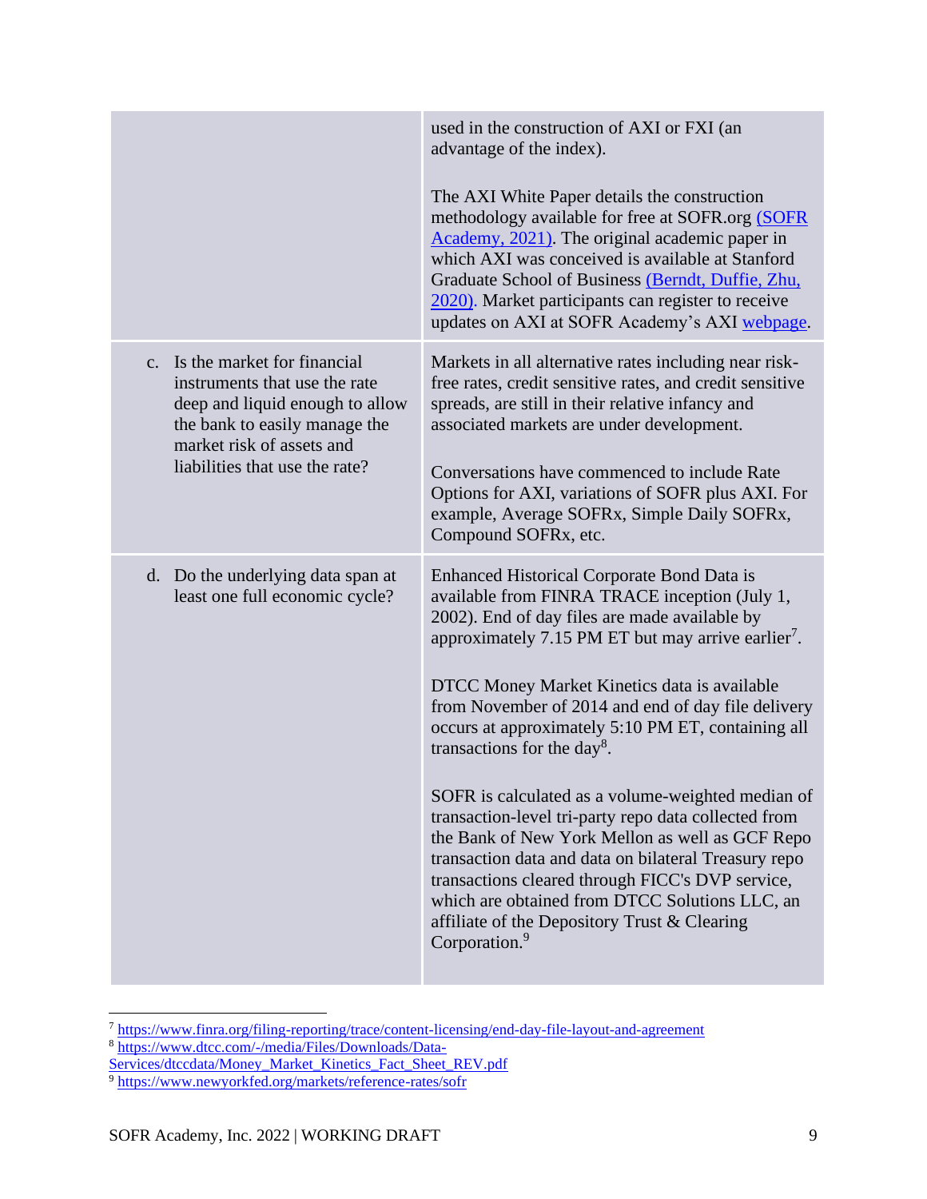| | |
|---|---|
| | used in the construction of AXI or FXI (an advantage of the index).<br><br>The AXI White Paper details the construction methodology available for free at SOFR.org (SOFR Academy, 2021). The original academic paper in which AXI was conceived is available at Stanford Graduate School of Business (Berndt, Duffie, Zhu, 2020). Market participants can register to receive updates on AXI at SOFR Academy's AXI webpage. |
| c. Is the market for financial instruments that use the rate deep and liquid enough to allow the bank to easily manage the market risk of assets and liabilities that use the rate? | Markets in all alternative rates including near risk-free rates, credit sensitive rates, and credit sensitive spreads, are still in their relative infancy and associated markets are under development.<br><br>Conversations have commenced to include Rate Options for AXI, variations of SOFR plus AXI. For example, Average SOFRx, Simple Daily SOFRx, Compound SOFRx, etc. |
| d. Do the underlying data span at least one full economic cycle? | Enhanced Historical Corporate Bond Data is available from FINRA TRACE inception (July 1, 2002). End of day files are made available by approximately 7.15 PM ET but may arrive earlier[7].<br><br>DTCC Money Market Kinetics data is available from November of 2014 and end of day file delivery occurs at approximately 5:10 PM ET, containing all transactions for the day[8].<br><br>SOFR is calculated as a volume-weighted median of transaction-level tri-party repo data collected from the Bank of New York Mellon as well as GCF Repo transaction data and data on bilateral Treasury repo transactions cleared through FICC's DVP service, which are obtained from DTCC Solutions LLC, an affiliate of the Depository Trust & Clearing Corporation.[9] |

[7] https://www.finra.org/filing-reporting/trace/content-licensing/end-day-file-layout-and-agreement

[8] https://www.dtcc.com/-/media/Files/Downloads/Data-Services/dtccdata/Money_Market_Kinetics_Fact_Sheet_REV.pdf

[9] https://www.newyorkfed.org/markets/reference-rates/sofr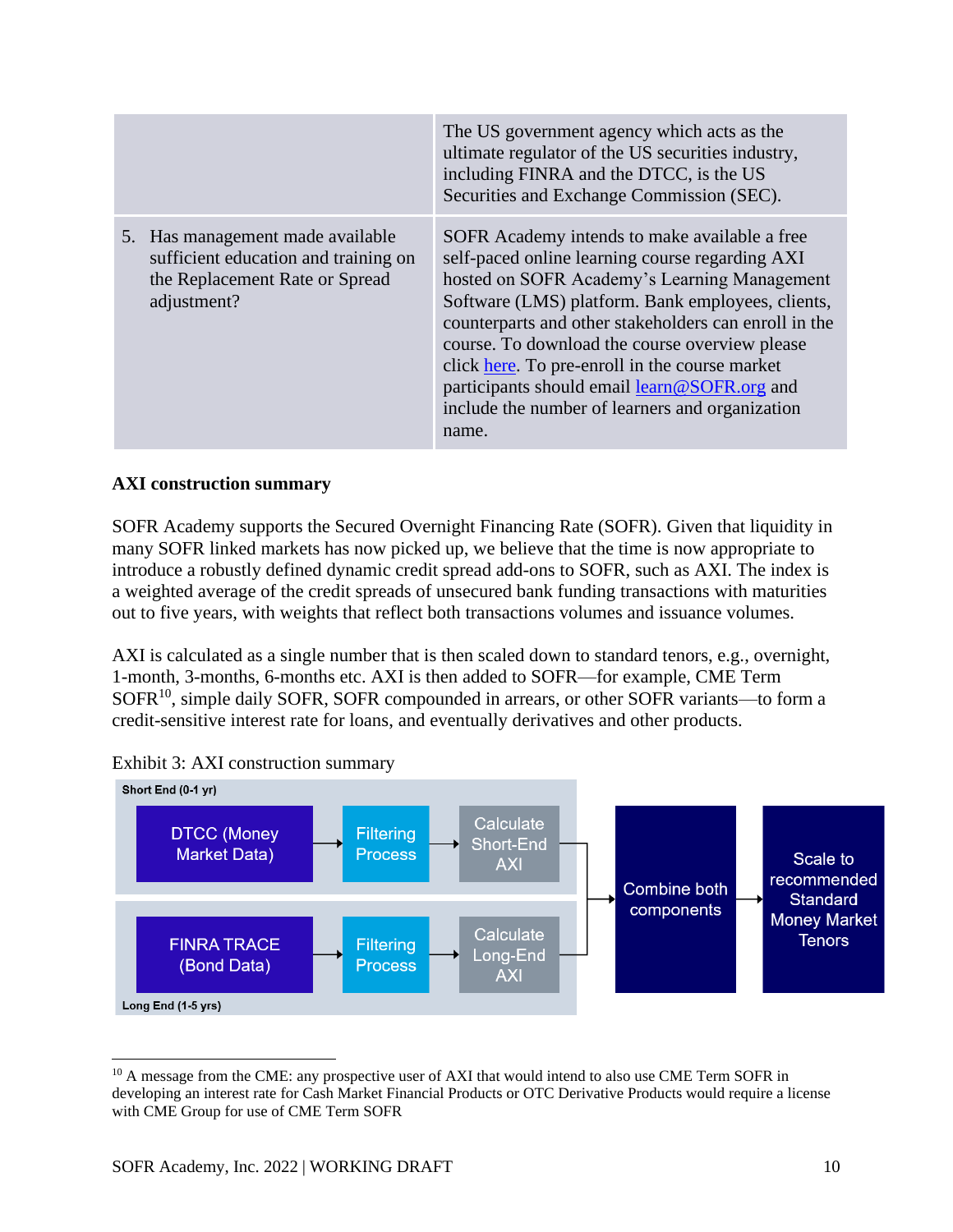| | |
|---|---|
| | The US government agency which acts as the ultimate regulator of the US securities industry, including FINRA and the DTCC, is the US Securities and Exchange Commission (SEC). |
| 5. Has management made available sufficient education and training on the Replacement Rate or Spread adjustment? | SOFR Academy intends to make available a free self-paced online learning course regarding AXI hosted on SOFR Academy's Learning Management Software (LMS) platform. Bank employees, clients, counterparts and other stakeholders can enroll in the course. To download the course overview please click [here](). To pre-enroll in the course market participants should email [learn@SOFR.org](mailto:learn@SOFR.org) and include the number of learners and organization name. |

**AXI construction summary**

SOFR Academy supports the Secured Overnight Financing Rate (SOFR). Given that liquidity in many SOFR linked markets has now picked up, we believe that the time is now appropriate to introduce a robustly defined dynamic credit spread add-ons to SOFR, such as AXI. The index is a weighted average of the credit spreads of unsecured bank funding transactions with maturities out to five years, with weights that reflect both transactions volumes and issuance volumes.

AXI is calculated as a single number that is then scaled down to standard tenors, e.g., overnight, 1-month, 3-months, 6-months etc. AXI is then added to SOFR—for example, CME Term SOFR[10], simple daily SOFR, SOFR compounded in arrears, or other SOFR variants—to form a credit-sensitive interest rate for loans, and eventually derivatives and other products.

Exhibit 3: AXI construction summary

Short End (0-1 yr): DTCC (Money Market Data) → Filtering Process → Calculate Short-End AXI

Long End (1-5 yrs): FINRA TRACE (Bond Data) → Filtering Process → Calculate Long-End AXI

→ Combine both components → Scale to recommended Standard Money Market Tenors

[10] A message from the CME: any prospective user of AXI that would intend to also use CME Term SOFR in developing an interest rate for Cash Market Financial Products or OTC Derivative Products would require a license with CME Group for use of CME Term SOFR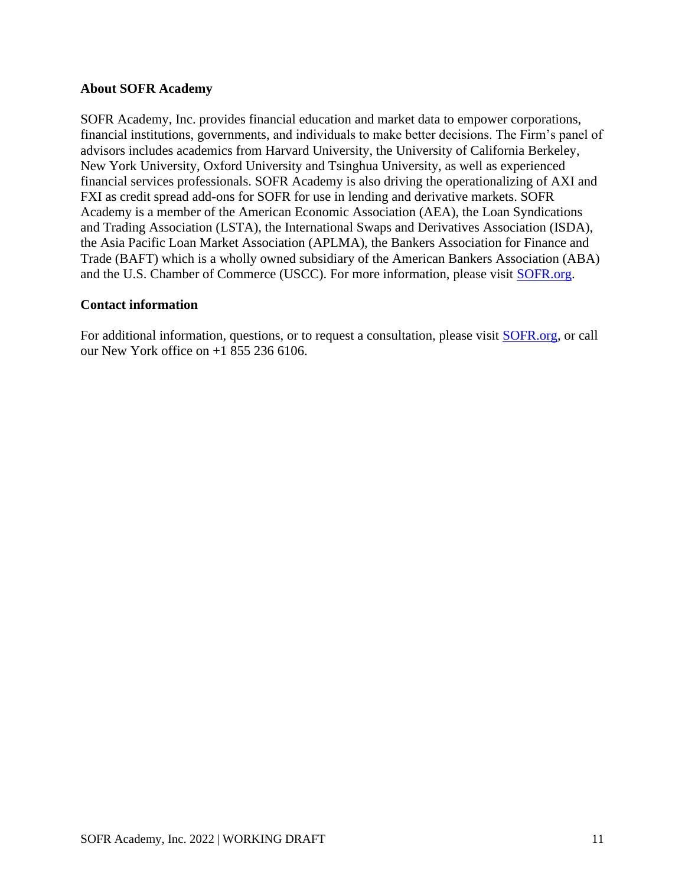## About SOFR Academy

SOFR Academy, Inc. provides financial education and market data to empower corporations, financial institutions, governments, and individuals to make better decisions. The Firm's panel of advisors includes academics from Harvard University, the University of California Berkeley, New York University, Oxford University and Tsinghua University, as well as experienced financial services professionals. SOFR Academy is also driving the operationalizing of AXI and FXI as credit spread add-ons for SOFR for use in lending and derivative markets. SOFR Academy is a member of the American Economic Association (AEA), the Loan Syndications and Trading Association (LSTA), the International Swaps and Derivatives Association (ISDA), the Asia Pacific Loan Market Association (APLMA), the Bankers Association for Finance and Trade (BAFT) which is a wholly owned subsidiary of the American Bankers Association (ABA) and the U.S. Chamber of Commerce (USCC). For more information, please visit SOFR.org.

## Contact information

For additional information, questions, or to request a consultation, please visit SOFR.org, or call our New York office on +1 855 236 6106.